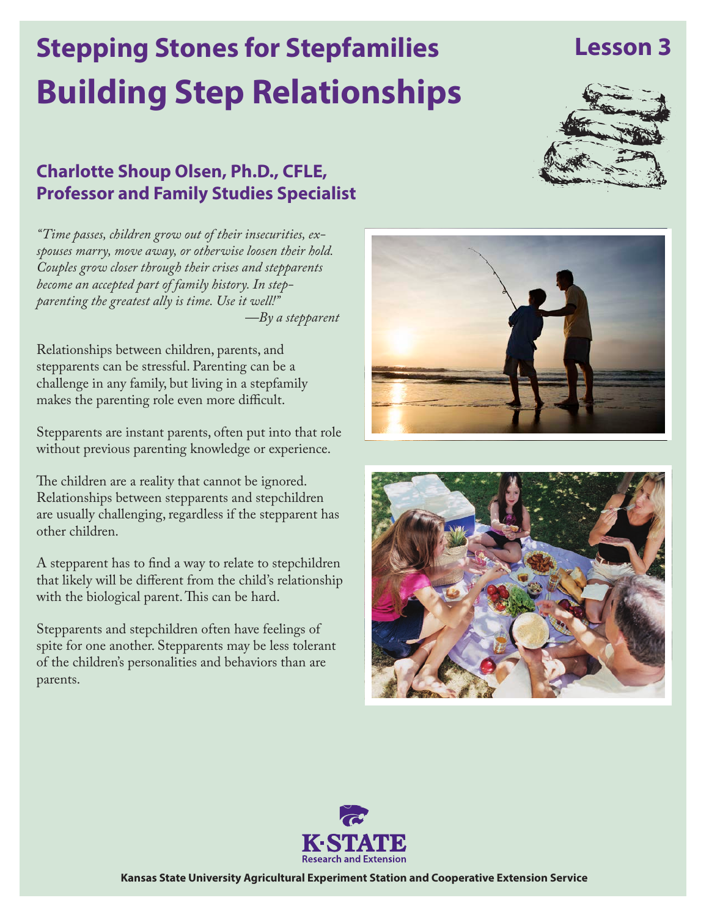# Stepping Stones for Stepfamilies

**Lesson 3**

# Building Step Relationships

## Charlotte Shoup Olsen, Ph.D., CFLE, Professor and Family Studies Specialist

*"Time passes, children grow out of their insecurities, ex-spouses marry, move away, or otherwise loosen their hold. Couples grow closer through their crises and stepparents become an accepted part of family history. In step-parenting the greatest ally is time. Use it well!"*

*—By a stepparent*

Relationships between children, parents, and stepparents can be stressful. Parenting can be a challenge in any family, but living in a stepfamily makes the parenting role even more difficult.

Stepparents are instant parents, often put into that role without previous parenting knowledge or experience.

The children are a reality that cannot be ignored. Relationships between stepparents and stepchildren are usually challenging, regardless if the stepparent has other children.

A stepparent has to find a way to relate to stepchildren that likely will be different from the child's relationship with the biological parent. This can be hard.

Stepparents and stepchildren often have feelings of spite for one another. Stepparents may be less tolerant of the children's personalities and behaviors than are parents.

K-STATE Research and Extension

Kansas State University Agricultural Experiment Station and Cooperative Extension Service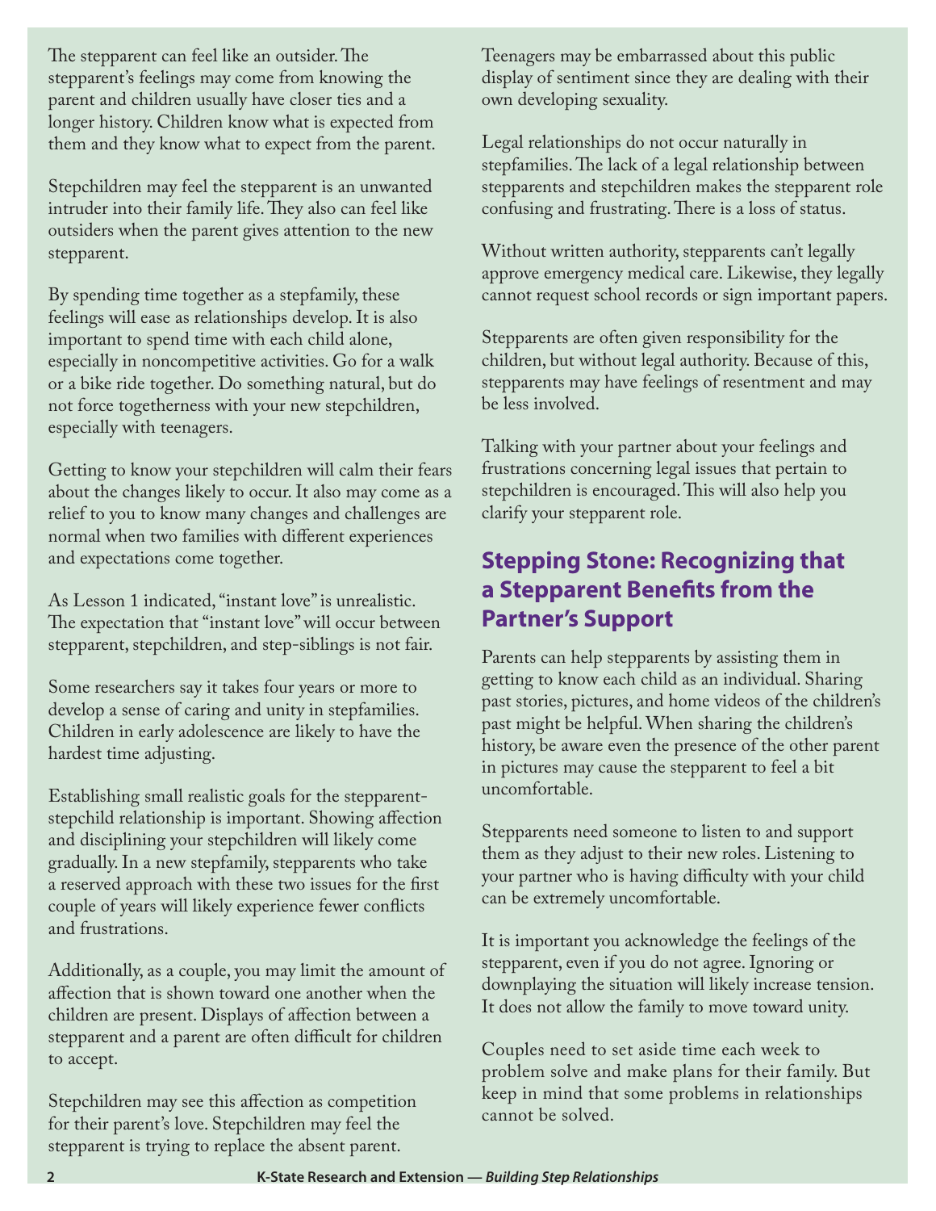The stepparent can feel like an outsider. The stepparent's feelings may come from knowing the parent and children usually have closer ties and a longer history. Children know what is expected from them and they know what to expect from the parent.

Stepchildren may feel the stepparent is an unwanted intruder into their family life. They also can feel like outsiders when the parent gives attention to the new stepparent.

By spending time together as a stepfamily, these feelings will ease as relationships develop. It is also important to spend time with each child alone, especially in noncompetitive activities. Go for a walk or a bike ride together. Do something natural, but do not force togetherness with your new stepchildren, especially with teenagers.

Getting to know your stepchildren will calm their fears about the changes likely to occur. It also may come as a relief to you to know many changes and challenges are normal when two families with different experiences and expectations come together.

As Lesson 1 indicated, "instant love" is unrealistic. The expectation that "instant love" will occur between stepparent, stepchildren, and step-siblings is not fair.

Some researchers say it takes four years or more to develop a sense of caring and unity in stepfamilies. Children in early adolescence are likely to have the hardest time adjusting.

Establishing small realistic goals for the stepparent-stepchild relationship is important. Showing affection and disciplining your stepchildren will likely come gradually. In a new stepfamily, stepparents who take a reserved approach with these two issues for the first couple of years will likely experience fewer conflicts and frustrations.

Additionally, as a couple, you may limit the amount of affection that is shown toward one another when the children are present. Displays of affection between a stepparent and a parent are often difficult for children to accept.

Stepchildren may see this affection as competition for their parent's love. Stepchildren may feel the stepparent is trying to replace the absent parent. Teenagers may be embarrassed about this public display of sentiment since they are dealing with their own developing sexuality.

Legal relationships do not occur naturally in stepfamilies. The lack of a legal relationship between stepparents and stepchildren makes the stepparent role confusing and frustrating. There is a loss of status.

Without written authority, stepparents can't legally approve emergency medical care. Likewise, they legally cannot request school records or sign important papers.

Stepparents are often given responsibility for the children, but without legal authority. Because of this, stepparents may have feelings of resentment and may be less involved.

Talking with your partner about your feelings and frustrations concerning legal issues that pertain to stepchildren is encouraged. This will also help you clarify your stepparent role.

## Stepping Stone: Recognizing that a Stepparent Benefits from the Partner's Support

Parents can help stepparents by assisting them in getting to know each child as an individual. Sharing past stories, pictures, and home videos of the children's past might be helpful. When sharing the children's history, be aware even the presence of the other parent in pictures may cause the stepparent to feel a bit uncomfortable.

Stepparents need someone to listen to and support them as they adjust to their new roles. Listening to your partner who is having difficulty with your child can be extremely uncomfortable.

It is important you acknowledge the feelings of the stepparent, even if you do not agree. Ignoring or downplaying the situation will likely increase tension. It does not allow the family to move toward unity.

Couples need to set aside time each week to problem solve and make plans for their family. But keep in mind that some problems in relationships cannot be solved.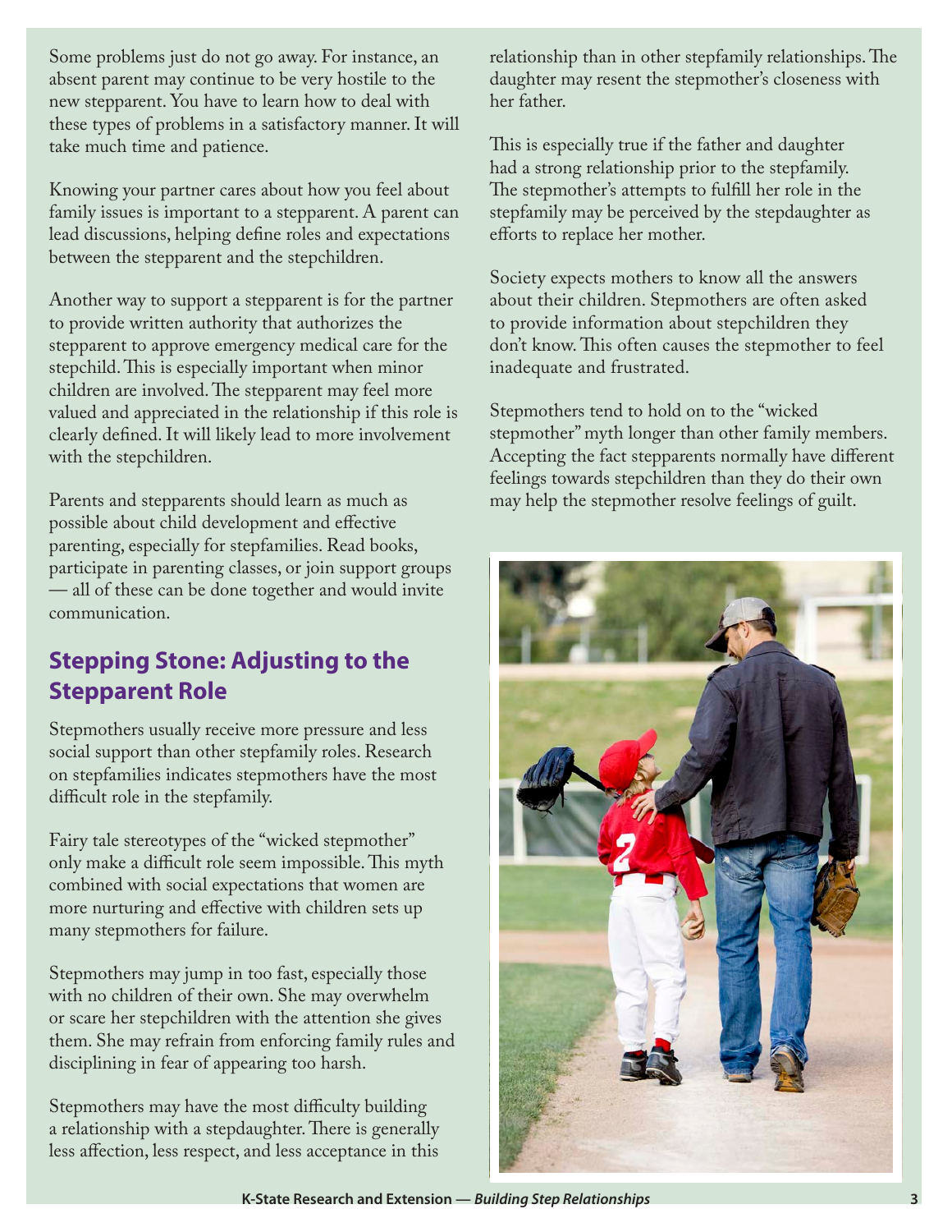Some problems just do not go away. For instance, an absent parent may continue to be very hostile to the new stepparent. You have to learn how to deal with these types of problems in a satisfactory manner. It will take much time and patience.

Knowing your partner cares about how you feel about family issues is important to a stepparent. A parent can lead discussions, helping define roles and expectations between the stepparent and the stepchildren.

Another way to support a stepparent is for the partner to provide written authority that authorizes the stepparent to approve emergency medical care for the stepchild. This is especially important when minor children are involved. The stepparent may feel more valued and appreciated in the relationship if this role is clearly defined. It will likely lead to more involvement with the stepchildren.

Parents and stepparents should learn as much as possible about child development and effective parenting, especially for stepfamilies. Read books, participate in parenting classes, or join support groups — all of these can be done together and would invite communication.

## Stepping Stone: Adjusting to the Stepparent Role

Stepmothers usually receive more pressure and less social support than other stepfamily roles. Research on stepfamilies indicates stepmothers have the most difficult role in the stepfamily.

Fairy tale stereotypes of the "wicked stepmother" only make a difficult role seem impossible. This myth combined with social expectations that women are more nurturing and effective with children sets up many stepmothers for failure.

Stepmothers may jump in too fast, especially those with no children of their own. She may overwhelm or scare her stepchildren with the attention she gives them. She may refrain from enforcing family rules and disciplining in fear of appearing too harsh.

Stepmothers may have the most difficulty building a relationship with a stepdaughter. There is generally less affection, less respect, and less acceptance in this relationship than in other stepfamily relationships. The daughter may resent the stepmother's closeness with her father.

This is especially true if the father and daughter had a strong relationship prior to the stepfamily. The stepmother's attempts to fulfill her role in the stepfamily may be perceived by the stepdaughter as efforts to replace her mother.

Society expects mothers to know all the answers about their children. Stepmothers are often asked to provide information about stepchildren they don't know. This often causes the stepmother to feel inadequate and frustrated.

Stepmothers tend to hold on to the "wicked stepmother" myth longer than other family members. Accepting the fact stepparents normally have different feelings towards stepchildren than they do their own may help the stepmother resolve feelings of guilt.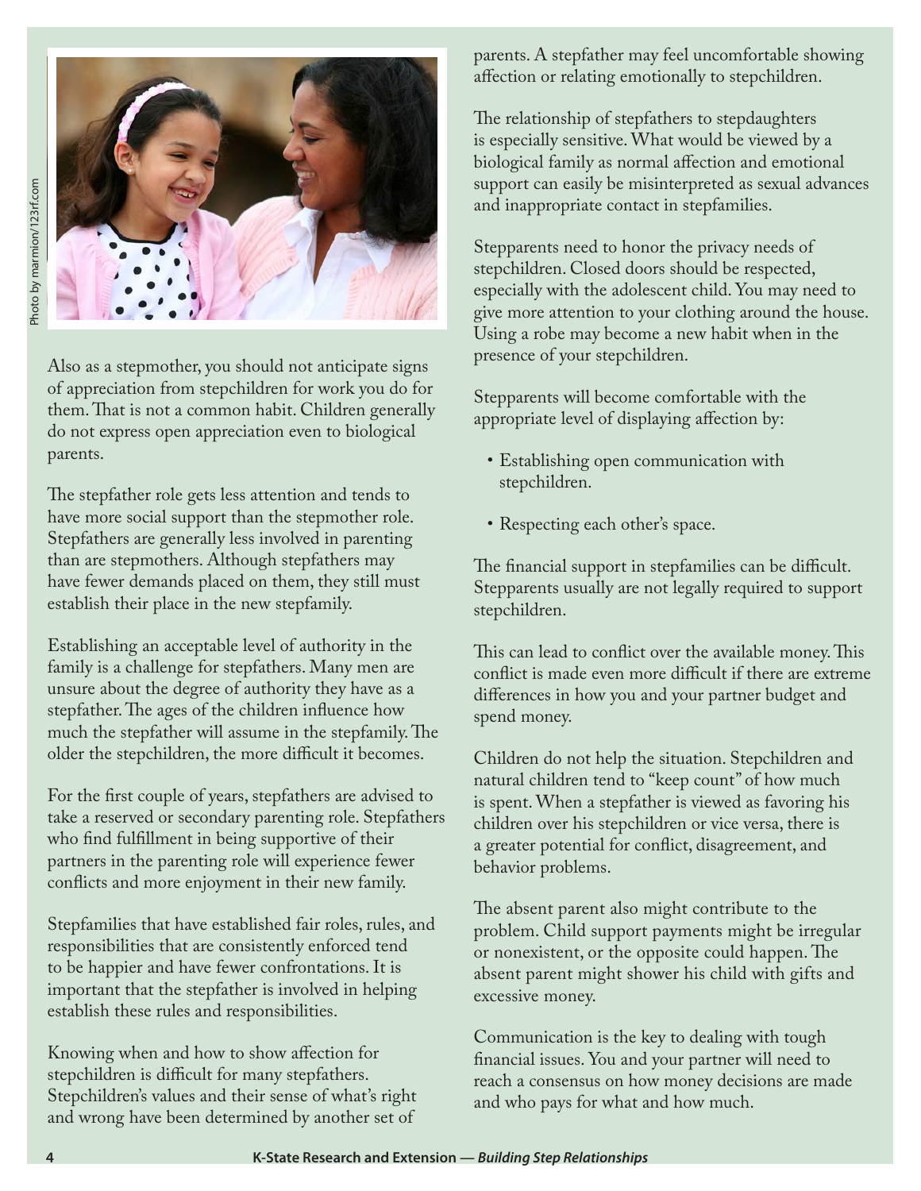Also as a stepmother, you should not anticipate signs of appreciation from stepchildren for work you do for them. That is not a common habit. Children generally do not express open appreciation even to biological parents.

The stepfather role gets less attention and tends to have more social support than the stepmother role. Stepfathers are generally less involved in parenting than are stepmothers. Although stepfathers may have fewer demands placed on them, they still must establish their place in the new stepfamily.

Establishing an acceptable level of authority in the family is a challenge for stepfathers. Many men are unsure about the degree of authority they have as a stepfather. The ages of the children influence how much the stepfather will assume in the stepfamily. The older the stepchildren, the more difficult it becomes.

For the first couple of years, stepfathers are advised to take a reserved or secondary parenting role. Stepfathers who find fulfillment in being supportive of their partners in the parenting role will experience fewer conflicts and more enjoyment in their new family.

Stepfamilies that have established fair roles, rules, and responsibilities that are consistently enforced tend to be happier and have fewer confrontations. It is important that the stepfather is involved in helping establish these rules and responsibilities.

Knowing when and how to show affection for stepchildren is difficult for many stepfathers. Stepchildren's values and their sense of what's right and wrong have been determined by another set of parents. A stepfather may feel uncomfortable showing affection or relating emotionally to stepchildren.

The relationship of stepfathers to stepdaughters is especially sensitive. What would be viewed by a biological family as normal affection and emotional support can easily be misinterpreted as sexual advances and inappropriate contact in stepfamilies.

Stepparents need to honor the privacy needs of stepchildren. Closed doors should be respected, especially with the adolescent child. You may need to give more attention to your clothing around the house. Using a robe may become a new habit when in the presence of your stepchildren.

Stepparents will become comfortable with the appropriate level of displaying affection by:

- Establishing open communication with stepchildren.
- Respecting each other's space.

The financial support in stepfamilies can be difficult. Stepparents usually are not legally required to support stepchildren.

This can lead to conflict over the available money. This conflict is made even more difficult if there are extreme differences in how you and your partner budget and spend money.

Children do not help the situation. Stepchildren and natural children tend to "keep count" of how much is spent. When a stepfather is viewed as favoring his children over his stepchildren or vice versa, there is a greater potential for conflict, disagreement, and behavior problems.

The absent parent also might contribute to the problem. Child support payments might be irregular or nonexistent, or the opposite could happen. The absent parent might shower his child with gifts and excessive money.

Communication is the key to dealing with tough financial issues. You and your partner will need to reach a consensus on how money decisions are made and who pays for what and how much.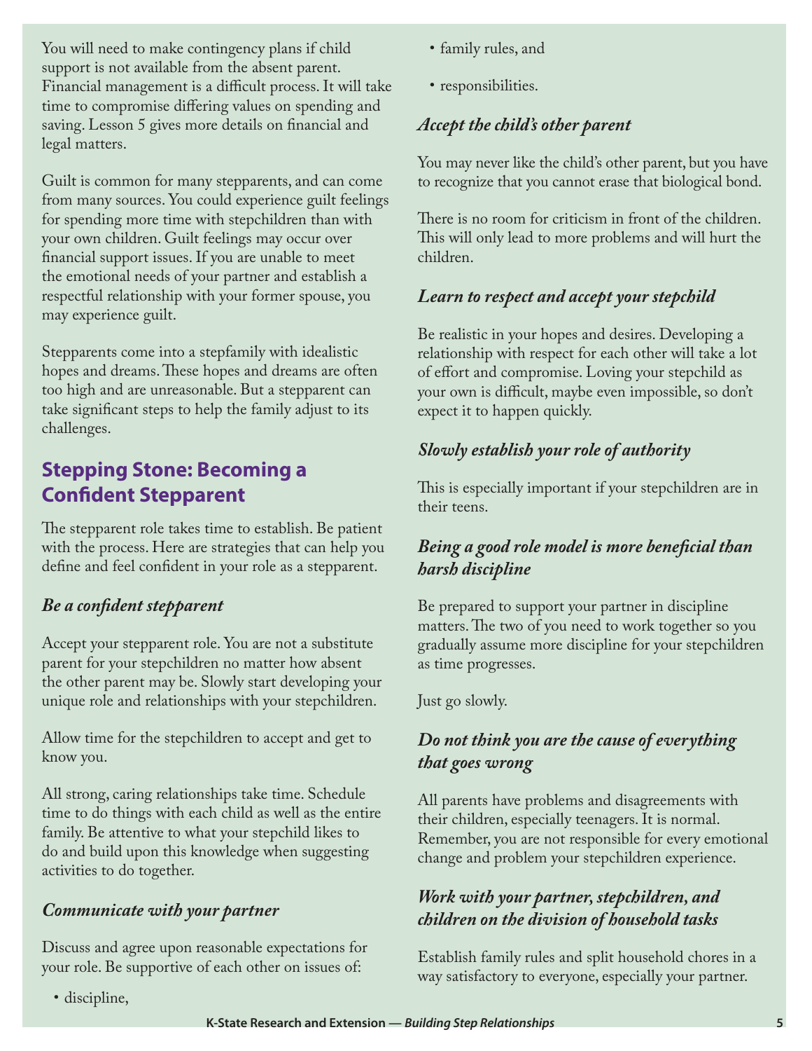You will need to make contingency plans if child support is not available from the absent parent. Financial management is a difficult process. It will take time to compromise differing values on spending and saving. Lesson 5 gives more details on financial and legal matters.

Guilt is common for many stepparents, and can come from many sources. You could experience guilt feelings for spending more time with stepchildren than with your own children. Guilt feelings may occur over financial support issues. If you are unable to meet the emotional needs of your partner and establish a respectful relationship with your former spouse, you may experience guilt.

Stepparents come into a stepfamily with idealistic hopes and dreams. These hopes and dreams are often too high and are unreasonable. But a stepparent can take significant steps to help the family adjust to its challenges.

## Stepping Stone: Becoming a Confident Stepparent

The stepparent role takes time to establish. Be patient with the process. Here are strategies that can help you define and feel confident in your role as a stepparent.

### *Be a confident stepparent*

Accept your stepparent role. You are not a substitute parent for your stepchildren no matter how absent the other parent may be. Slowly start developing your unique role and relationships with your stepchildren.

Allow time for the stepchildren to accept and get to know you.

All strong, caring relationships take time. Schedule time to do things with each child as well as the entire family. Be attentive to what your stepchild likes to do and build upon this knowledge when suggesting activities to do together.

### *Communicate with your partner*

Discuss and agree upon reasonable expectations for your role. Be supportive of each other on issues of:

- discipline,
- family rules, and
- responsibilities.

### *Accept the child's other parent*

You may never like the child's other parent, but you have to recognize that you cannot erase that biological bond.

There is no room for criticism in front of the children. This will only lead to more problems and will hurt the children.

### *Learn to respect and accept your stepchild*

Be realistic in your hopes and desires. Developing a relationship with respect for each other will take a lot of effort and compromise. Loving your stepchild as your own is difficult, maybe even impossible, so don't expect it to happen quickly.

### *Slowly establish your role of authority*

This is especially important if your stepchildren are in their teens.

### *Being a good role model is more beneficial than harsh discipline*

Be prepared to support your partner in discipline matters. The two of you need to work together so you gradually assume more discipline for your stepchildren as time progresses.

Just go slowly.

### *Do not think you are the cause of everything that goes wrong*

All parents have problems and disagreements with their children, especially teenagers. It is normal. Remember, you are not responsible for every emotional change and problem your stepchildren experience.

### *Work with your partner, stepchildren, and children on the division of household tasks*

Establish family rules and split household chores in a way satisfactory to everyone, especially your partner.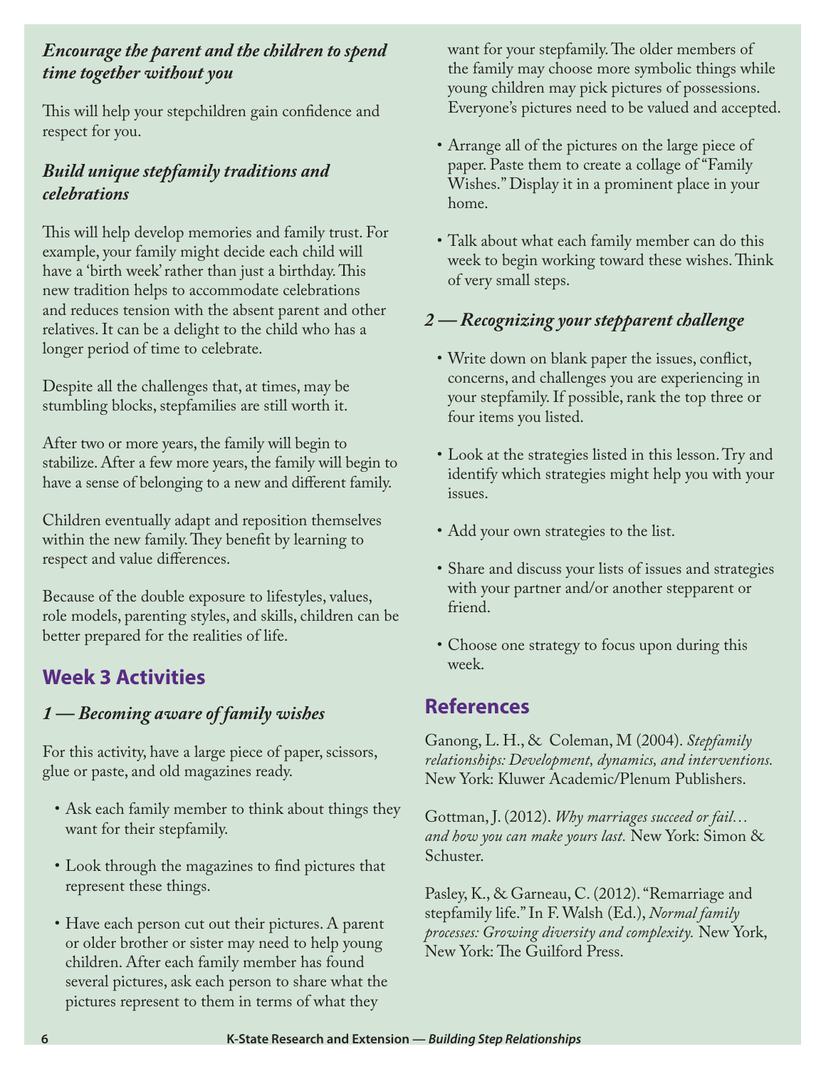### *Encourage the parent and the children to spend time together without you*

This will help your stepchildren gain confidence and respect for you.

### *Build unique stepfamily traditions and celebrations*

This will help develop memories and family trust. For example, your family might decide each child will have a 'birth week' rather than just a birthday. This new tradition helps to accommodate celebrations and reduces tension with the absent parent and other relatives. It can be a delight to the child who has a longer period of time to celebrate.

Despite all the challenges that, at times, may be stumbling blocks, stepfamilies are still worth it.

After two or more years, the family will begin to stabilize. After a few more years, the family will begin to have a sense of belonging to a new and different family.

Children eventually adapt and reposition themselves within the new family. They benefit by learning to respect and value differences.

Because of the double exposure to lifestyles, values, role models, parenting styles, and skills, children can be better prepared for the realities of life.

## Week 3 Activities

### *1 — Becoming aware of family wishes*

For this activity, have a large piece of paper, scissors, glue or paste, and old magazines ready.

- Ask each family member to think about things they want for their stepfamily.
- Look through the magazines to find pictures that represent these things.
- Have each person cut out their pictures. A parent or older brother or sister may need to help young children. After each family member has found several pictures, ask each person to share what the pictures represent to them in terms of what they want for your stepfamily. The older members of the family may choose more symbolic things while young children may pick pictures of possessions. Everyone's pictures need to be valued and accepted.
- Arrange all of the pictures on the large piece of paper. Paste them to create a collage of "Family Wishes." Display it in a prominent place in your home.
- Talk about what each family member can do this week to begin working toward these wishes. Think of very small steps.

### *2 — Recognizing your stepparent challenge*

- Write down on blank paper the issues, conflict, concerns, and challenges you are experiencing in your stepfamily. If possible, rank the top three or four items you listed.
- Look at the strategies listed in this lesson. Try and identify which strategies might help you with your issues.
- Add your own strategies to the list.
- Share and discuss your lists of issues and strategies with your partner and/or another stepparent or friend.
- Choose one strategy to focus upon during this week.

## References

Ganong, L. H., & Coleman, M (2004). *Stepfamily relationships: Development, dynamics, and interventions.* New York: Kluwer Academic/Plenum Publishers.

Gottman, J. (2012). *Why marriages succeed or fail… and how you can make yours last.* New York: Simon & Schuster.

Pasley, K., & Garneau, C. (2012). "Remarriage and stepfamily life." In F. Walsh (Ed.), *Normal family processes: Growing diversity and complexity.* New York, New York: The Guilford Press.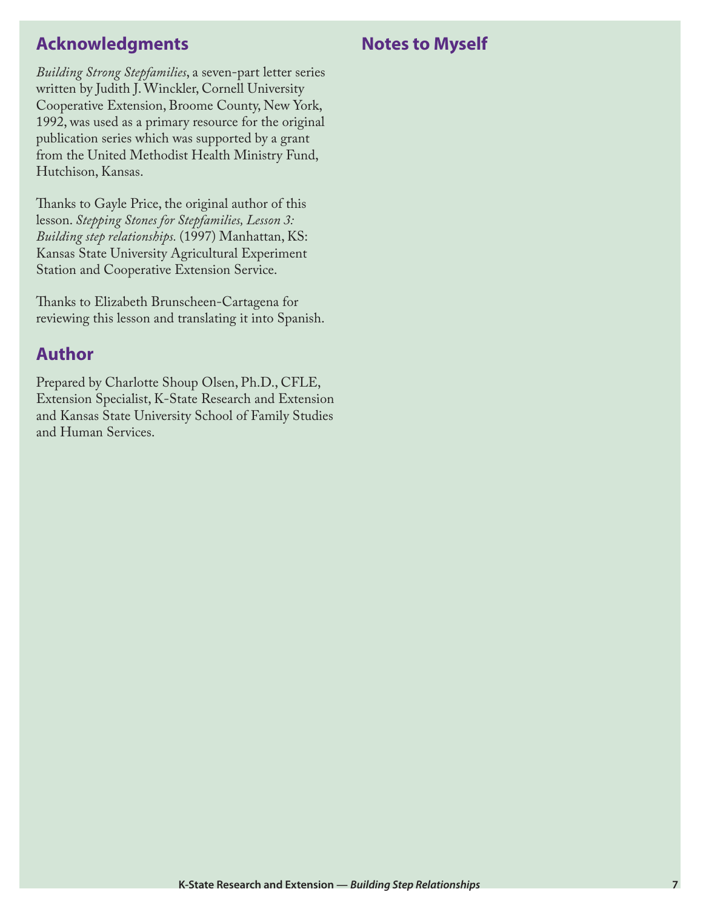## Acknowledgments

*Building Strong Stepfamilies*, a seven-part letter series written by Judith J. Winckler, Cornell University Cooperative Extension, Broome County, New York, 1992, was used as a primary resource for the original publication series which was supported by a grant from the United Methodist Health Ministry Fund, Hutchison, Kansas.

Thanks to Gayle Price, the original author of this lesson. *Stepping Stones for Stepfamilies, Lesson 3: Building step relationships.* (1997) Manhattan, KS: Kansas State University Agricultural Experiment Station and Cooperative Extension Service.

Thanks to Elizabeth Brunscheen-Cartagena for reviewing this lesson and translating it into Spanish.

## Author

Prepared by Charlotte Shoup Olsen, Ph.D., CFLE, Extension Specialist, K-State Research and Extension and Kansas State University School of Family Studies and Human Services.

## Notes to Myself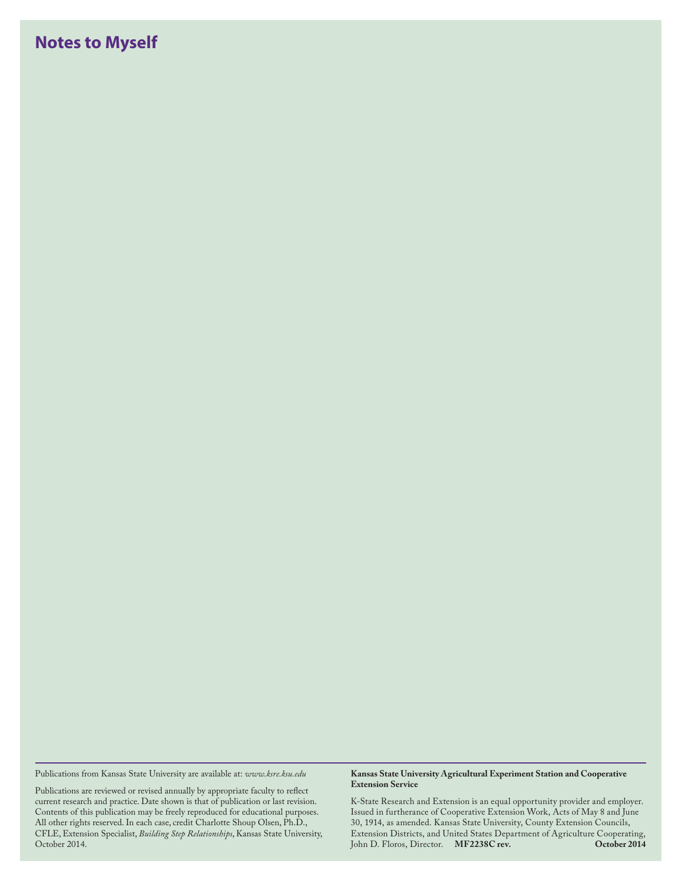## Notes to Myself

Publications from Kansas State University are available at: *www.ksre.ksu.edu*

Publications are reviewed or revised annually by appropriate faculty to reflect current research and practice. Date shown is that of publication or last revision. Contents of this publication may be freely reproduced for educational purposes. All other rights reserved. In each case, credit Charlotte Shoup Olsen, Ph.D., CFLE, Extension Specialist, *Building Step Relationships*, Kansas State University, October 2014.

**Kansas State University Agricultural Experiment Station and Cooperative Extension Service**

K-State Research and Extension is an equal opportunity provider and employer. Issued in furtherance of Cooperative Extension Work, Acts of May 8 and June 30, 1914, as amended. Kansas State University, County Extension Councils, Extension Districts, and United States Department of Agriculture Cooperating, John D. Floros, Director. **MF2238C rev. October 2014**